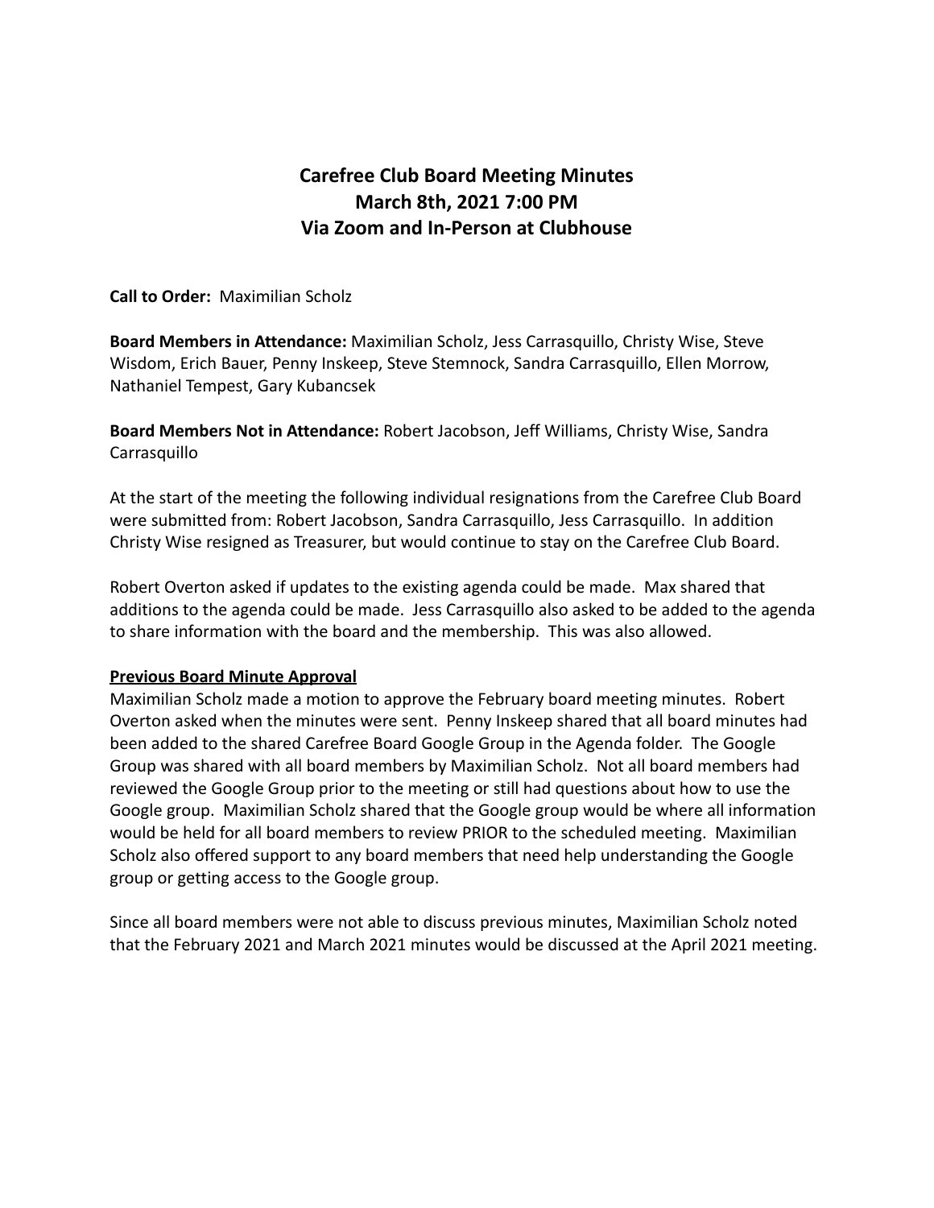# Carefree Club Board Meeting Minutes
# March 8th, 2021 7:00 PM
# Via Zoom and In-Person at Clubhouse

**Call to Order:** Maximilian Scholz

**Board Members in Attendance:** Maximilian Scholz, Jess Carrasquillo, Christy Wise, Steve Wisdom, Erich Bauer, Penny Inskeep, Steve Stemnock, Sandra Carrasquillo, Ellen Morrow, Nathaniel Tempest, Gary Kubancsek

**Board Members Not in Attendance:** Robert Jacobson, Jeff Williams, Christy Wise, Sandra Carrasquillo

At the start of the meeting the following individual resignations from the Carefree Club Board were submitted from: Robert Jacobson, Sandra Carrasquillo, Jess Carrasquillo. In addition Christy Wise resigned as Treasurer, but would continue to stay on the Carefree Club Board.

Robert Overton asked if updates to the existing agenda could be made. Max shared that additions to the agenda could be made. Jess Carrasquillo also asked to be added to the agenda to share information with the board and the membership. This was also allowed.

**Previous Board Minute Approval**

Maximilian Scholz made a motion to approve the February board meeting minutes. Robert Overton asked when the minutes were sent. Penny Inskeep shared that all board minutes had been added to the shared Carefree Board Google Group in the Agenda folder. The Google Group was shared with all board members by Maximilian Scholz. Not all board members had reviewed the Google Group prior to the meeting or still had questions about how to use the Google group. Maximilian Scholz shared that the Google group would be where all information would be held for all board members to review PRIOR to the scheduled meeting. Maximilian Scholz also offered support to any board members that need help understanding the Google group or getting access to the Google group.

Since all board members were not able to discuss previous minutes, Maximilian Scholz noted that the February 2021 and March 2021 minutes would be discussed at the April 2021 meeting.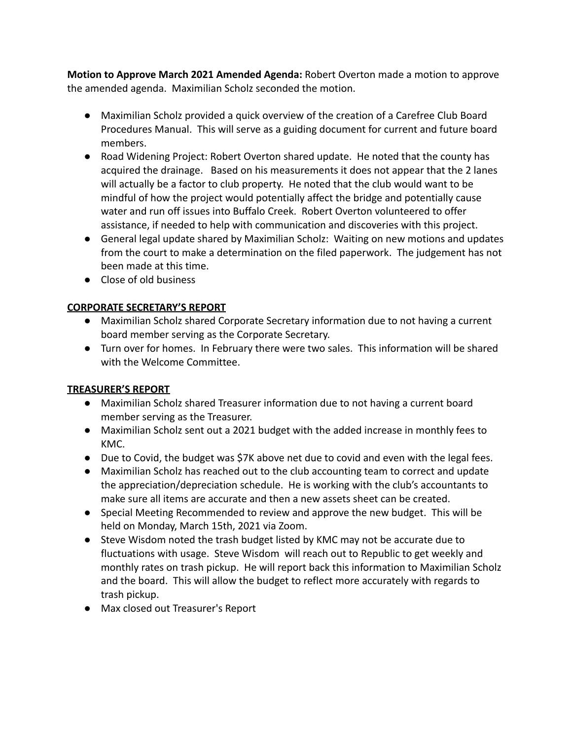**Motion to Approve March 2021 Amended Agenda:** Robert Overton made a motion to approve the amended agenda. Maximilian Scholz seconded the motion.

- Maximilian Scholz provided a quick overview of the creation of a Carefree Club Board Procedures Manual. This will serve as a guiding document for current and future board members.
- Road Widening Project: Robert Overton shared update. He noted that the county has acquired the drainage. Based on his measurements it does not appear that the 2 lanes will actually be a factor to club property. He noted that the club would want to be mindful of how the project would potentially affect the bridge and potentially cause water and run off issues into Buffalo Creek. Robert Overton volunteered to offer assistance, if needed to help with communication and discoveries with this project.
- General legal update shared by Maximilian Scholz: Waiting on new motions and updates from the court to make a determination on the filed paperwork. The judgement has not been made at this time.
- Close of old business

**CORPORATE SECRETARY'S REPORT**

- Maximilian Scholz shared Corporate Secretary information due to not having a current board member serving as the Corporate Secretary.
- Turn over for homes. In February there were two sales. This information will be shared with the Welcome Committee.

**TREASURER'S REPORT**

- Maximilian Scholz shared Treasurer information due to not having a current board member serving as the Treasurer.
- Maximilian Scholz sent out a 2021 budget with the added increase in monthly fees to KMC.
- Due to Covid, the budget was $7K above net due to covid and even with the legal fees.
- Maximilian Scholz has reached out to the club accounting team to correct and update the appreciation/depreciation schedule. He is working with the club's accountants to make sure all items are accurate and then a new assets sheet can be created.
- Special Meeting Recommended to review and approve the new budget. This will be held on Monday, March 15th, 2021 via Zoom.
- Steve Wisdom noted the trash budget listed by KMC may not be accurate due to fluctuations with usage. Steve Wisdom will reach out to Republic to get weekly and monthly rates on trash pickup. He will report back this information to Maximilian Scholz and the board. This will allow the budget to reflect more accurately with regards to trash pickup.
- Max closed out Treasurer's Report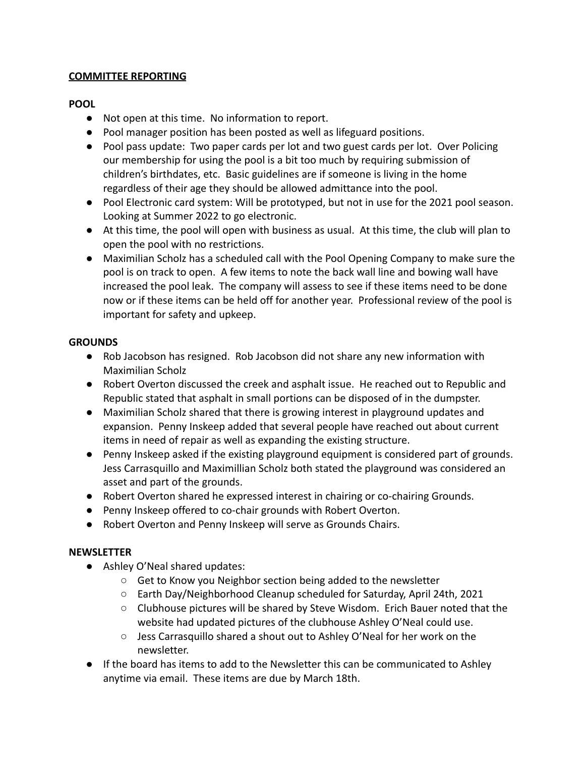## COMMITTEE REPORTING

### POOL

- Not open at this time. No information to report.
- Pool manager position has been posted as well as lifeguard positions.
- Pool pass update: Two paper cards per lot and two guest cards per lot. Over Policing our membership for using the pool is a bit too much by requiring submission of children's birthdates, etc. Basic guidelines are if someone is living in the home regardless of their age they should be allowed admittance into the pool.
- Pool Electronic card system: Will be prototyped, but not in use for the 2021 pool season. Looking at Summer 2022 to go electronic.
- At this time, the pool will open with business as usual. At this time, the club will plan to open the pool with no restrictions.
- Maximilian Scholz has a scheduled call with the Pool Opening Company to make sure the pool is on track to open. A few items to note the back wall line and bowing wall have increased the pool leak. The company will assess to see if these items need to be done now or if these items can be held off for another year. Professional review of the pool is important for safety and upkeep.

### GROUNDS

- Rob Jacobson has resigned. Rob Jacobson did not share any new information with Maximilian Scholz
- Robert Overton discussed the creek and asphalt issue. He reached out to Republic and Republic stated that asphalt in small portions can be disposed of in the dumpster.
- Maximilian Scholz shared that there is growing interest in playground updates and expansion. Penny Inskeep added that several people have reached out about current items in need of repair as well as expanding the existing structure.
- Penny Inskeep asked if the existing playground equipment is considered part of grounds. Jess Carrasquillo and Maximillian Scholz both stated the playground was considered an asset and part of the grounds.
- Robert Overton shared he expressed interest in chairing or co-chairing Grounds.
- Penny Inskeep offered to co-chair grounds with Robert Overton.
- Robert Overton and Penny Inskeep will serve as Grounds Chairs.

### NEWSLETTER

- Ashley O'Neal shared updates:
  - Get to Know you Neighbor section being added to the newsletter
  - Earth Day/Neighborhood Cleanup scheduled for Saturday, April 24th, 2021
  - Clubhouse pictures will be shared by Steve Wisdom. Erich Bauer noted that the website had updated pictures of the clubhouse Ashley O'Neal could use.
  - Jess Carrasquillo shared a shout out to Ashley O'Neal for her work on the newsletter.
- If the board has items to add to the Newsletter this can be communicated to Ashley anytime via email. These items are due by March 18th.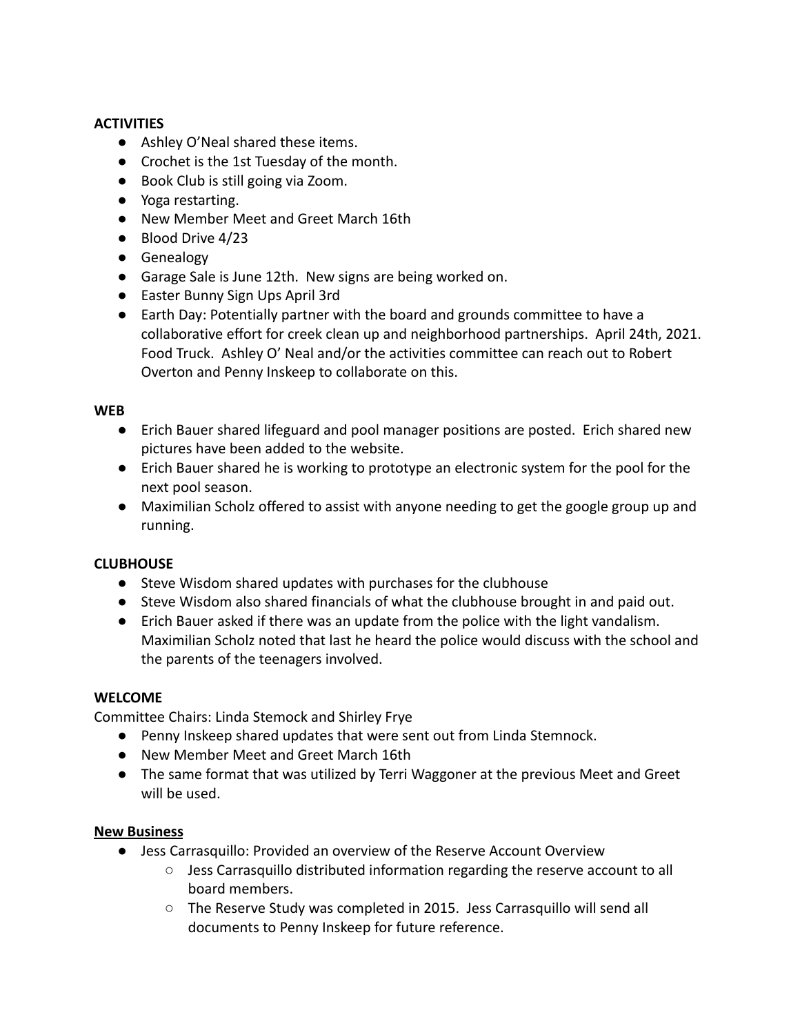**ACTIVITIES**

- Ashley O'Neal shared these items.
- Crochet is the 1st Tuesday of the month.
- Book Club is still going via Zoom.
- Yoga restarting.
- New Member Meet and Greet March 16th
- Blood Drive 4/23
- Genealogy
- Garage Sale is June 12th. New signs are being worked on.
- Easter Bunny Sign Ups April 3rd
- Earth Day: Potentially partner with the board and grounds committee to have a collaborative effort for creek clean up and neighborhood partnerships. April 24th, 2021. Food Truck. Ashley O' Neal and/or the activities committee can reach out to Robert Overton and Penny Inskeep to collaborate on this.

**WEB**

- Erich Bauer shared lifeguard and pool manager positions are posted. Erich shared new pictures have been added to the website.
- Erich Bauer shared he is working to prototype an electronic system for the pool for the next pool season.
- Maximilian Scholz offered to assist with anyone needing to get the google group up and running.

**CLUBHOUSE**

- Steve Wisdom shared updates with purchases for the clubhouse
- Steve Wisdom also shared financials of what the clubhouse brought in and paid out.
- Erich Bauer asked if there was an update from the police with the light vandalism. Maximilian Scholz noted that last he heard the police would discuss with the school and the parents of the teenagers involved.

**WELCOME**

Committee Chairs: Linda Stemock and Shirley Frye

- Penny Inskeep shared updates that were sent out from Linda Stemnock.
- New Member Meet and Greet March 16th
- The same format that was utilized by Terri Waggoner at the previous Meet and Greet will be used.

**New Business**

- Jess Carrasquillo: Provided an overview of the Reserve Account Overview
  - Jess Carrasquillo distributed information regarding the reserve account to all board members.
  - The Reserve Study was completed in 2015. Jess Carrasquillo will send all documents to Penny Inskeep for future reference.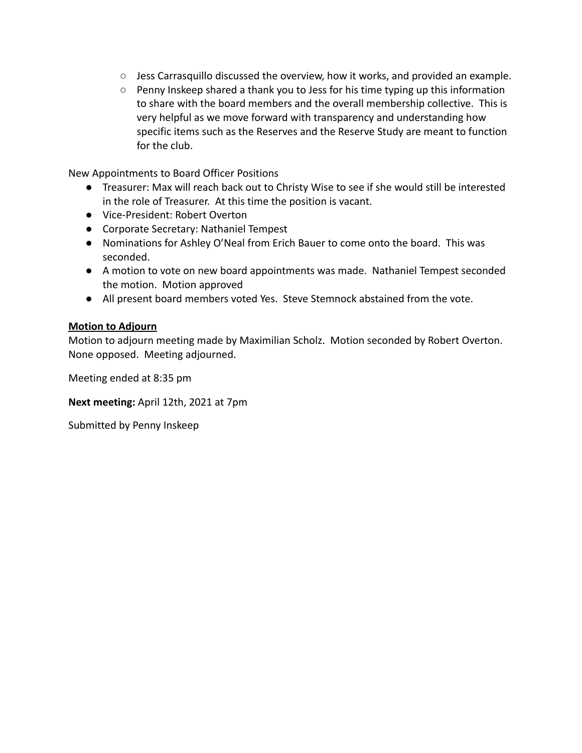- Jess Carrasquillo discussed the overview, how it works, and provided an example.
  - Penny Inskeep shared a thank you to Jess for his time typing up this information to share with the board members and the overall membership collective. This is very helpful as we move forward with transparency and understanding how specific items such as the Reserves and the Reserve Study are meant to function for the club.

New Appointments to Board Officer Positions

- Treasurer: Max will reach back out to Christy Wise to see if she would still be interested in the role of Treasurer. At this time the position is vacant.
- Vice-President: Robert Overton
- Corporate Secretary: Nathaniel Tempest
- Nominations for Ashley O'Neal from Erich Bauer to come onto the board. This was seconded.
- A motion to vote on new board appointments was made. Nathaniel Tempest seconded the motion. Motion approved
- All present board members voted Yes. Steve Stemnock abstained from the vote.

**<u>Motion to Adjourn</u>**

Motion to adjourn meeting made by Maximilian Scholz. Motion seconded by Robert Overton. None opposed. Meeting adjourned.

Meeting ended at 8:35 pm

**Next meeting:** April 12th, 2021 at 7pm

Submitted by Penny Inskeep